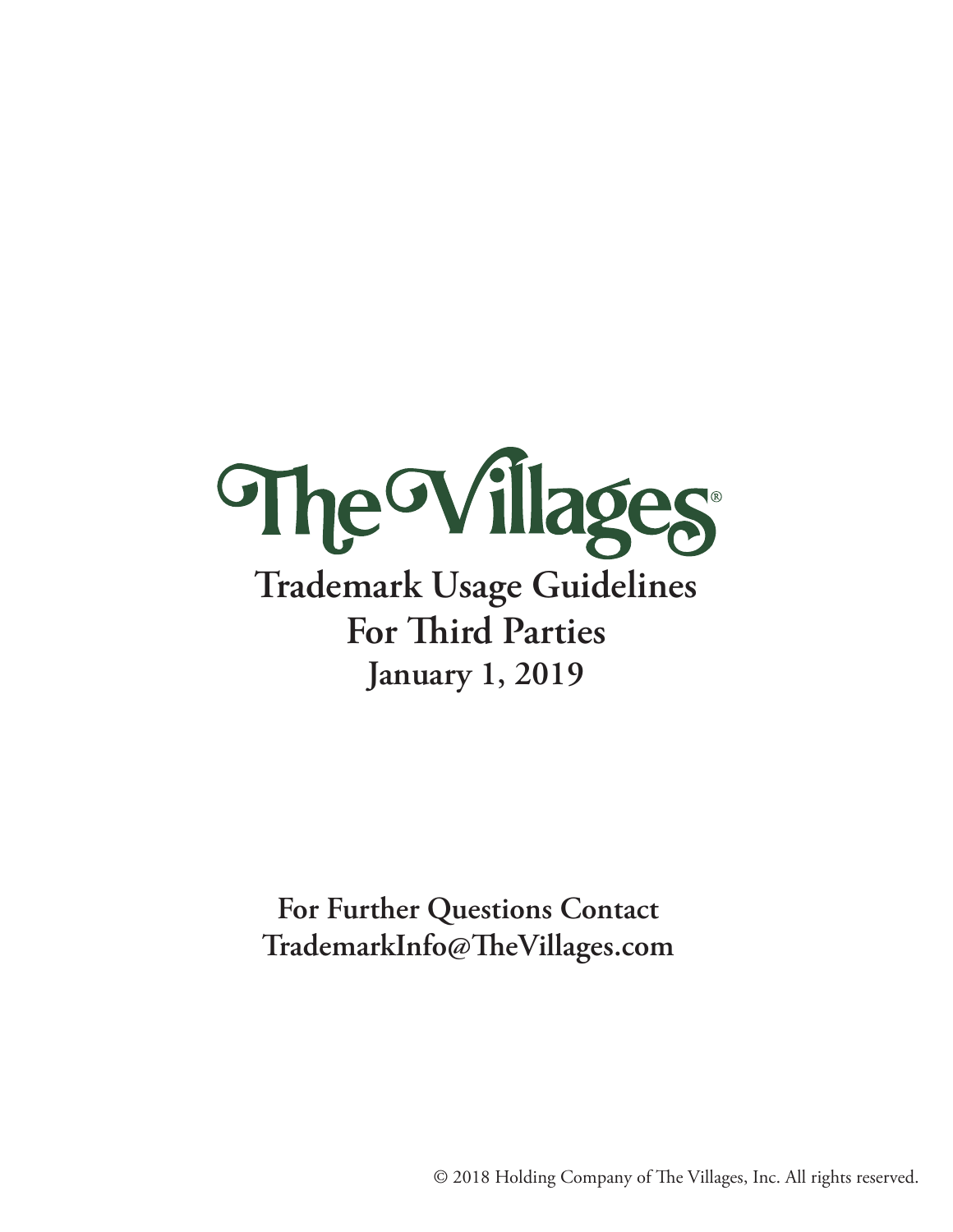# The Villages®

## Trademark Usage Guidelines For Third Parties

**January 1, 2019**

**For Further Questions Contact TrademarkInfo@TheVillages.com**

© 2018 Holding Company of The Villages, Inc. All rights reserved.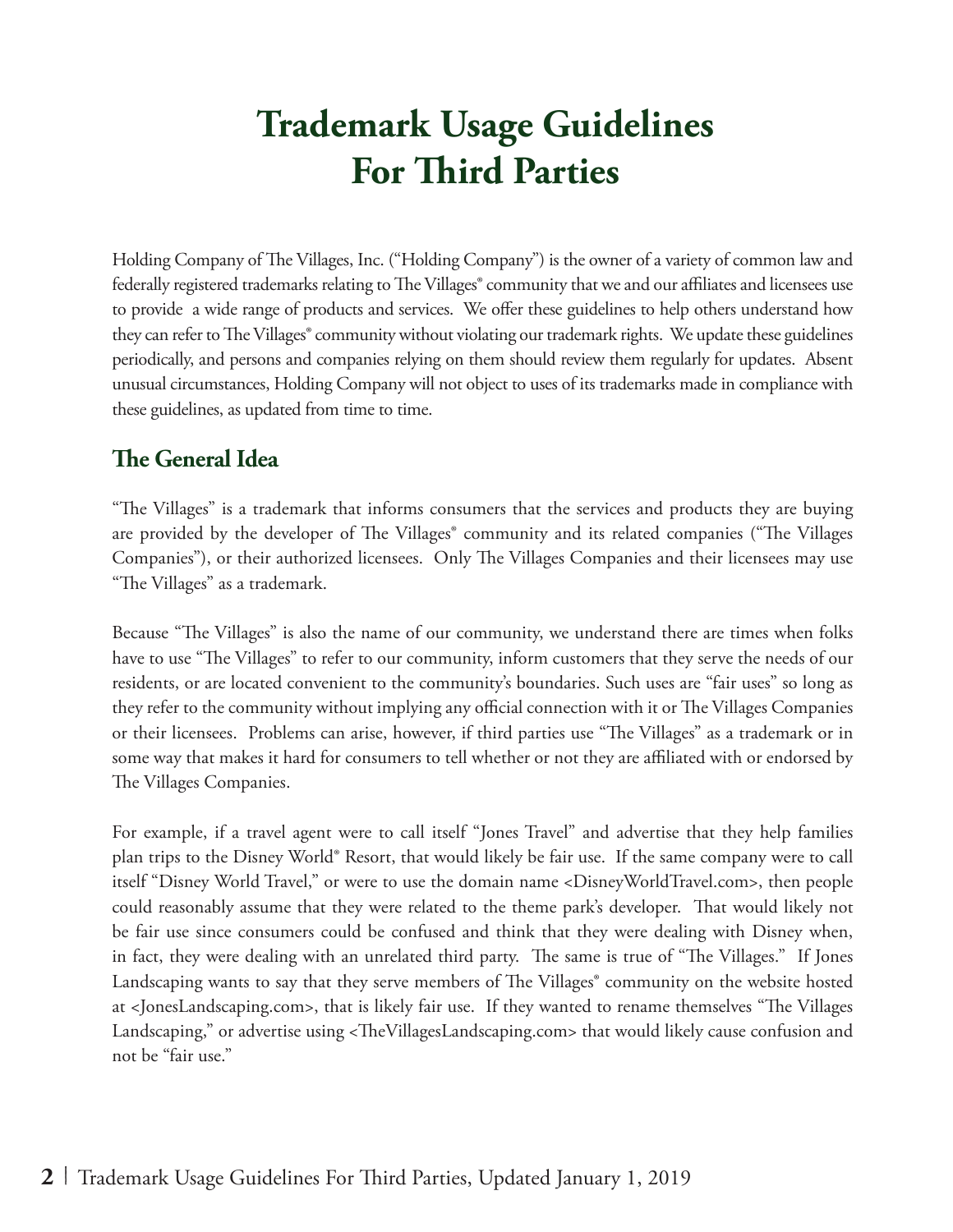# Trademark Usage Guidelines For Third Parties

Holding Company of The Villages, Inc. ("Holding Company") is the owner of a variety of common law and federally registered trademarks relating to The Villages® community that we and our affiliates and licensees use to provide a wide range of products and services. We offer these guidelines to help others understand how they can refer to The Villages® community without violating our trademark rights. We update these guidelines periodically, and persons and companies relying on them should review them regularly for updates. Absent unusual circumstances, Holding Company will not object to uses of its trademarks made in compliance with these guidelines, as updated from time to time.

## The General Idea

"The Villages" is a trademark that informs consumers that the services and products they are buying are provided by the developer of The Villages® community and its related companies ("The Villages Companies"), or their authorized licensees. Only The Villages Companies and their licensees may use "The Villages" as a trademark.

Because "The Villages" is also the name of our community, we understand there are times when folks have to use "The Villages" to refer to our community, inform customers that they serve the needs of our residents, or are located convenient to the community's boundaries. Such uses are "fair uses" so long as they refer to the community without implying any official connection with it or The Villages Companies or their licensees. Problems can arise, however, if third parties use "The Villages" as a trademark or in some way that makes it hard for consumers to tell whether or not they are affiliated with or endorsed by The Villages Companies.

For example, if a travel agent were to call itself "Jones Travel" and advertise that they help families plan trips to the Disney World® Resort, that would likely be fair use. If the same company were to call itself "Disney World Travel," or were to use the domain name <DisneyWorldTravel.com>, then people could reasonably assume that they were related to the theme park's developer. That would likely not be fair use since consumers could be confused and think that they were dealing with Disney when, in fact, they were dealing with an unrelated third party. The same is true of "The Villages." If Jones Landscaping wants to say that they serve members of The Villages® community on the website hosted at <JonesLandscaping.com>, that is likely fair use. If they wanted to rename themselves "The Villages Landscaping," or advertise using <TheVillagesLandscaping.com> that would likely cause confusion and not be "fair use."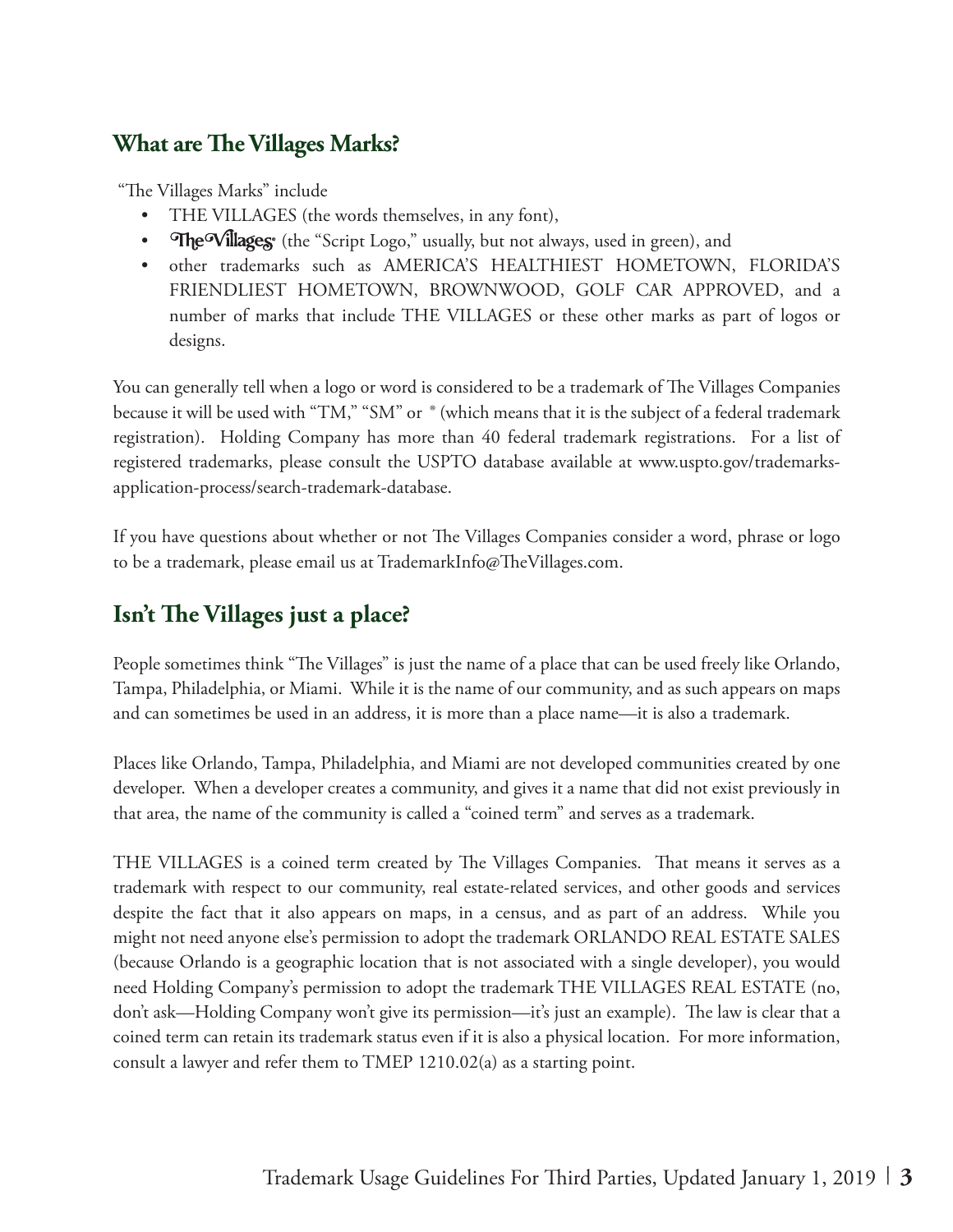## What are The Villages Marks?

"The Villages Marks" include

- THE VILLAGES (the words themselves, in any font),
- The Villages® (the "Script Logo," usually, but not always, used in green), and
- other trademarks such as AMERICA'S HEALTHIEST HOMETOWN, FLORIDA'S FRIENDLIEST HOMETOWN, BROWNWOOD, GOLF CAR APPROVED, and a number of marks that include THE VILLAGES or these other marks as part of logos or designs.

You can generally tell when a logo or word is considered to be a trademark of The Villages Companies because it will be used with "TM," "SM" or ® (which means that it is the subject of a federal trademark registration). Holding Company has more than 40 federal trademark registrations. For a list of registered trademarks, please consult the USPTO database available at www.uspto.gov/trademarks-application-process/search-trademark-database.

If you have questions about whether or not The Villages Companies consider a word, phrase or logo to be a trademark, please email us at TrademarkInfo@TheVillages.com.

## Isn't The Villages just a place?

People sometimes think "The Villages" is just the name of a place that can be used freely like Orlando, Tampa, Philadelphia, or Miami. While it is the name of our community, and as such appears on maps and can sometimes be used in an address, it is more than a place name—it is also a trademark.

Places like Orlando, Tampa, Philadelphia, and Miami are not developed communities created by one developer. When a developer creates a community, and gives it a name that did not exist previously in that area, the name of the community is called a "coined term" and serves as a trademark.

THE VILLAGES is a coined term created by The Villages Companies. That means it serves as a trademark with respect to our community, real estate-related services, and other goods and services despite the fact that it also appears on maps, in a census, and as part of an address. While you might not need anyone else's permission to adopt the trademark ORLANDO REAL ESTATE SALES (because Orlando is a geographic location that is not associated with a single developer), you would need Holding Company's permission to adopt the trademark THE VILLAGES REAL ESTATE (no, don't ask—Holding Company won't give its permission—it's just an example). The law is clear that a coined term can retain its trademark status even if it is also a physical location. For more information, consult a lawyer and refer them to TMEP 1210.02(a) as a starting point.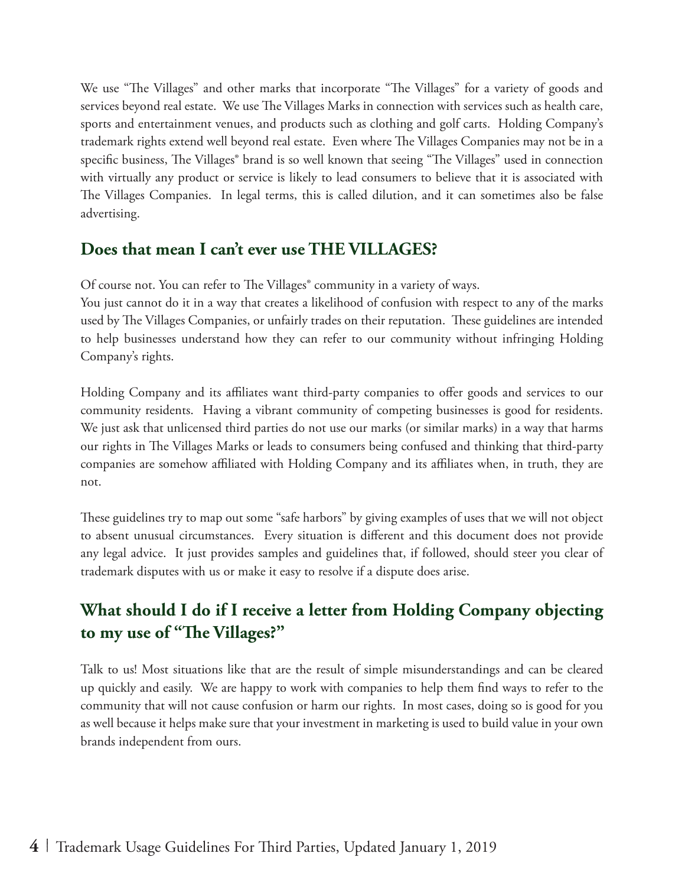We use "The Villages" and other marks that incorporate "The Villages" for a variety of goods and services beyond real estate. We use The Villages Marks in connection with services such as health care, sports and entertainment venues, and products such as clothing and golf carts. Holding Company's trademark rights extend well beyond real estate. Even where The Villages Companies may not be in a specific business, The Villages® brand is so well known that seeing "The Villages" used in connection with virtually any product or service is likely to lead consumers to believe that it is associated with The Villages Companies. In legal terms, this is called dilution, and it can sometimes also be false advertising.

## Does that mean I can't ever use THE VILLAGES?

Of course not. You can refer to The Villages® community in a variety of ways.
You just cannot do it in a way that creates a likelihood of confusion with respect to any of the marks used by The Villages Companies, or unfairly trades on their reputation. These guidelines are intended to help businesses understand how they can refer to our community without infringing Holding Company's rights.

Holding Company and its affiliates want third-party companies to offer goods and services to our community residents. Having a vibrant community of competing businesses is good for residents. We just ask that unlicensed third parties do not use our marks (or similar marks) in a way that harms our rights in The Villages Marks or leads to consumers being confused and thinking that third-party companies are somehow affiliated with Holding Company and its affiliates when, in truth, they are not.

These guidelines try to map out some "safe harbors" by giving examples of uses that we will not object to absent unusual circumstances. Every situation is different and this document does not provide any legal advice. It just provides samples and guidelines that, if followed, should steer you clear of trademark disputes with us or make it easy to resolve if a dispute does arise.

## What should I do if I receive a letter from Holding Company objecting to my use of "The Villages?"

Talk to us! Most situations like that are the result of simple misunderstandings and can be cleared up quickly and easily. We are happy to work with companies to help them find ways to refer to the community that will not cause confusion or harm our rights. In most cases, doing so is good for you as well because it helps make sure that your investment in marketing is used to build value in your own brands independent from ours.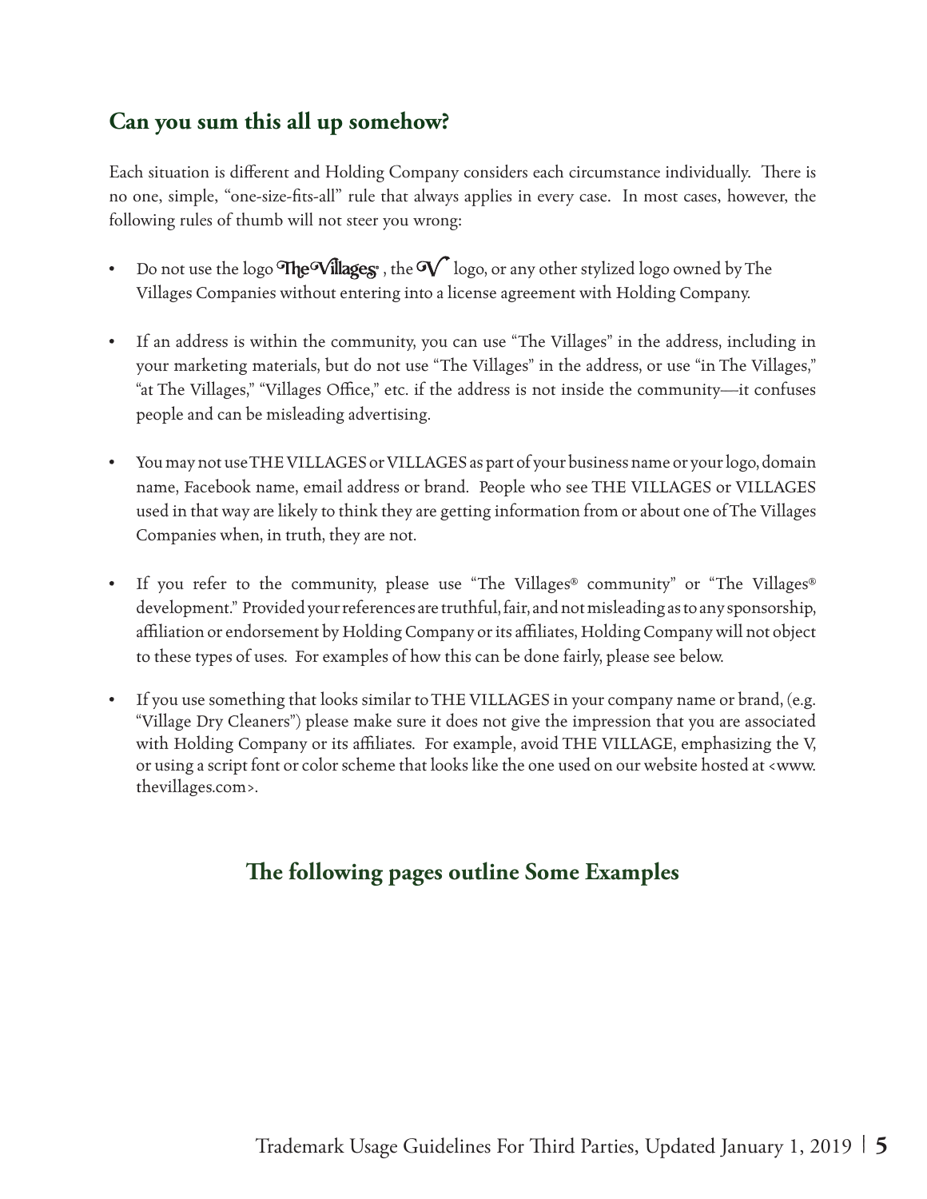## Can you sum this all up somehow?

Each situation is different and Holding Company considers each circumstance individually. There is no one, simple, "one-size-fits-all" rule that always applies in every case. In most cases, however, the following rules of thumb will not steer you wrong:

- Do not use the logo The Villages®, the V logo, or any other stylized logo owned by The Villages Companies without entering into a license agreement with Holding Company.

- If an address is within the community, you can use "The Villages" in the address, including in your marketing materials, but do not use "The Villages" in the address, or use "in The Villages," "at The Villages," "Villages Office," etc. if the address is not inside the community—it confuses people and can be misleading advertising.

- You may not use THE VILLAGES or VILLAGES as part of your business name or your logo, domain name, Facebook name, email address or brand. People who see THE VILLAGES or VILLAGES used in that way are likely to think they are getting information from or about one of The Villages Companies when, in truth, they are not.

- If you refer to the community, please use "The Villages® community" or "The Villages® development." Provided your references are truthful, fair, and not misleading as to any sponsorship, affiliation or endorsement by Holding Company or its affiliates, Holding Company will not object to these types of uses. For examples of how this can be done fairly, please see below.

- If you use something that looks similar to THE VILLAGES in your company name or brand, (e.g. "Village Dry Cleaners") please make sure it does not give the impression that you are associated with Holding Company or its affiliates. For example, avoid THE VILLAGE, emphasizing the V, or using a script font or color scheme that looks like the one used on our website hosted at <www.thevillages.com>.

## The following pages outline Some Examples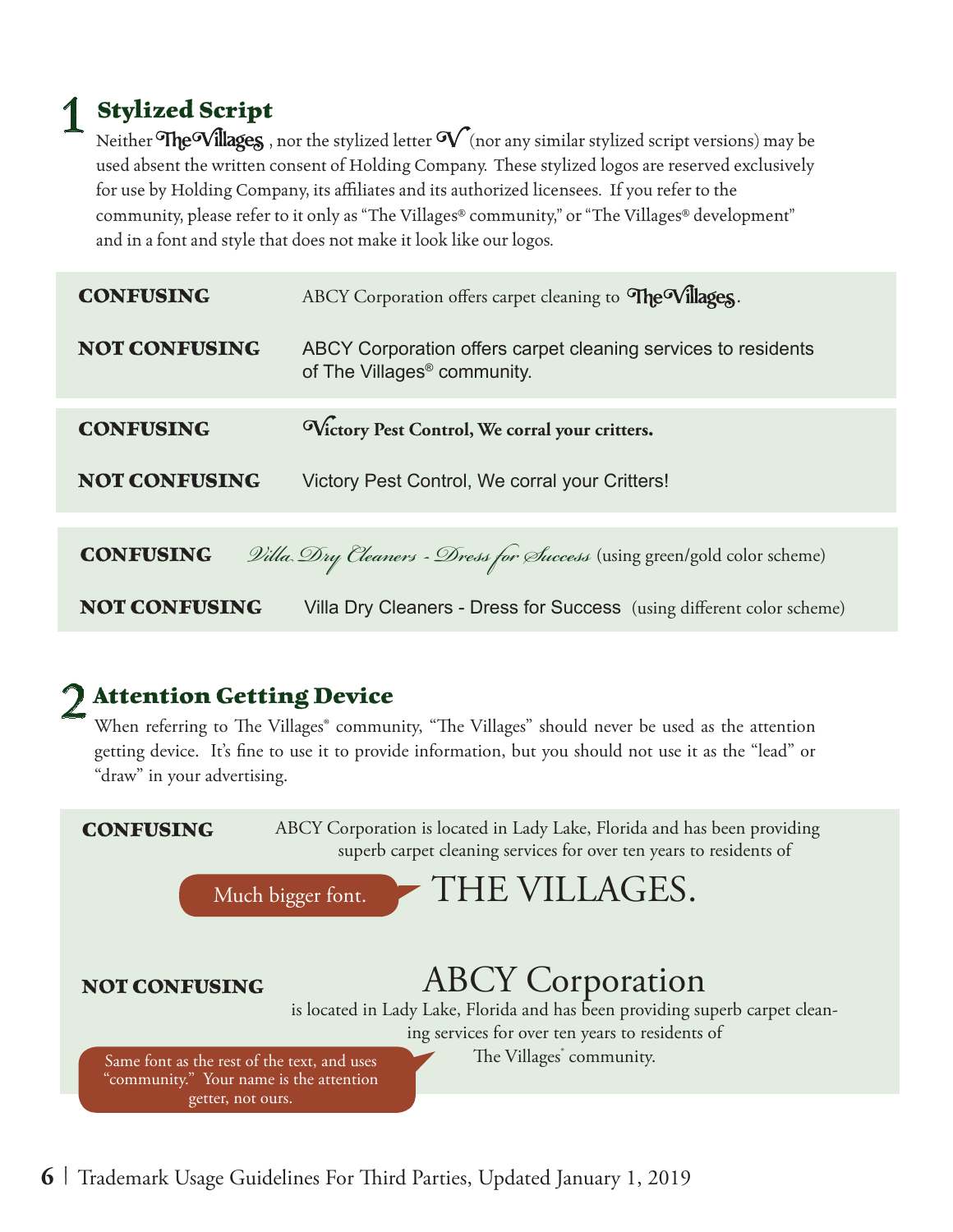## 1 Stylized Script

Neither The Villages, nor the stylized letter V (nor any similar stylized script versions) may be used absent the written consent of Holding Company. These stylized logos are reserved exclusively for use by Holding Company, its affiliates and its authorized licensees. If you refer to the community, please refer to it only as "The Villages® community," or "The Villages® development" and in a font and style that does not make it look like our logos.

| | |
|---|---|
| **CONFUSING** | ABCY Corporation offers carpet cleaning to The Villages. |
| **NOT CONFUSING** | ABCY Corporation offers carpet cleaning services to residents of The Villages® community. |
| **CONFUSING** | Victory Pest Control, We corral your critters. |
| **NOT CONFUSING** | Victory Pest Control, We corral your Critters! |
| **CONFUSING** | *Villa Dry Cleaners - Dress for Success* (using green/gold color scheme) |
| **NOT CONFUSING** | Villa Dry Cleaners - Dress for Success (using different color scheme) |

## 2 Attention Getting Device

When referring to The Villages® community, "The Villages" should never be used as the attention getting device. It's fine to use it to provide information, but you should not use it as the "lead" or "draw" in your advertising.

**CONFUSING**

ABCY Corporation is located in Lady Lake, Florida and has been providing superb carpet cleaning services for over ten years to residents of

Much bigger font. → THE VILLAGES.

**NOT CONFUSING**

ABCY Corporation

is located in Lady Lake, Florida and has been providing superb carpet cleaning services for over ten years to residents of The Villages® community.

Same font as the rest of the text, and uses "community." Your name is the attention getter, not ours.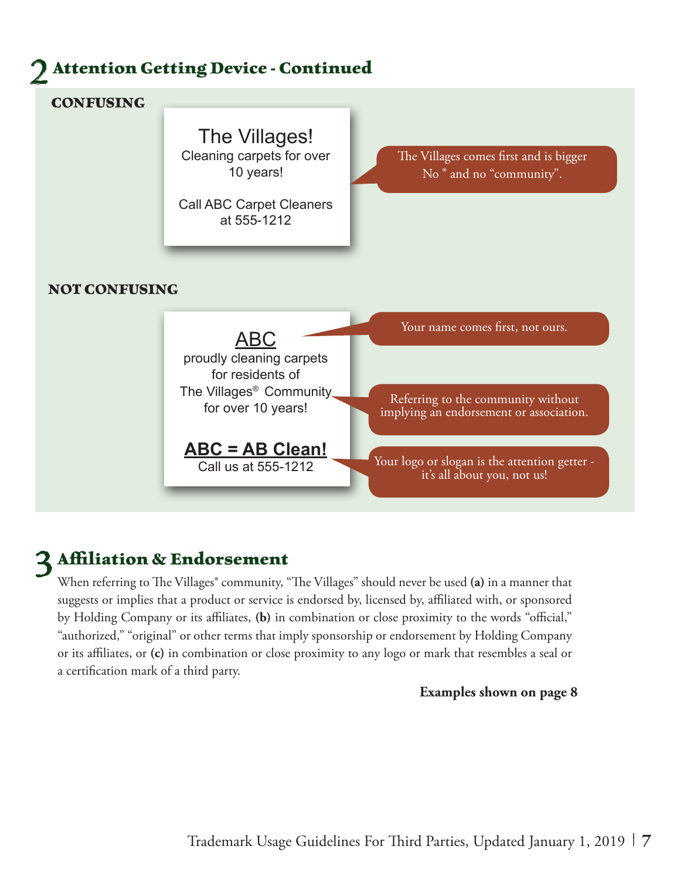## 2 Attention Getting Device - Continued

**CONFUSING**

The Villages!
Cleaning carpets for over 10 years!

Call ABC Carpet Cleaners at 555-1212

The Villages comes first and is bigger
No ® and no "community".

**NOT CONFUSING**

ABC
proudly cleaning carpets for residents of The Villages® Community for over 10 years!

**ABC = AB Clean!**
Call us at 555-1212

Your name comes first, not ours.

Referring to the community without implying an endorsement or association.

Your logo or slogan is the attention getter - it's all about you, not us!

## 3 Affiliation & Endorsement

When referring to The Villages® community, "The Villages" should never be used **(a)** in a manner that suggests or implies that a product or service is endorsed by, licensed by, affiliated with, or sponsored by Holding Company or its affiliates, **(b)** in combination or close proximity to the words "official," "authorized," "original" or other terms that imply sponsorship or endorsement by Holding Company or its affiliates, or **(c)** in combination or close proximity to any logo or mark that resembles a seal or a certification mark of a third party.

**Examples shown on page 8**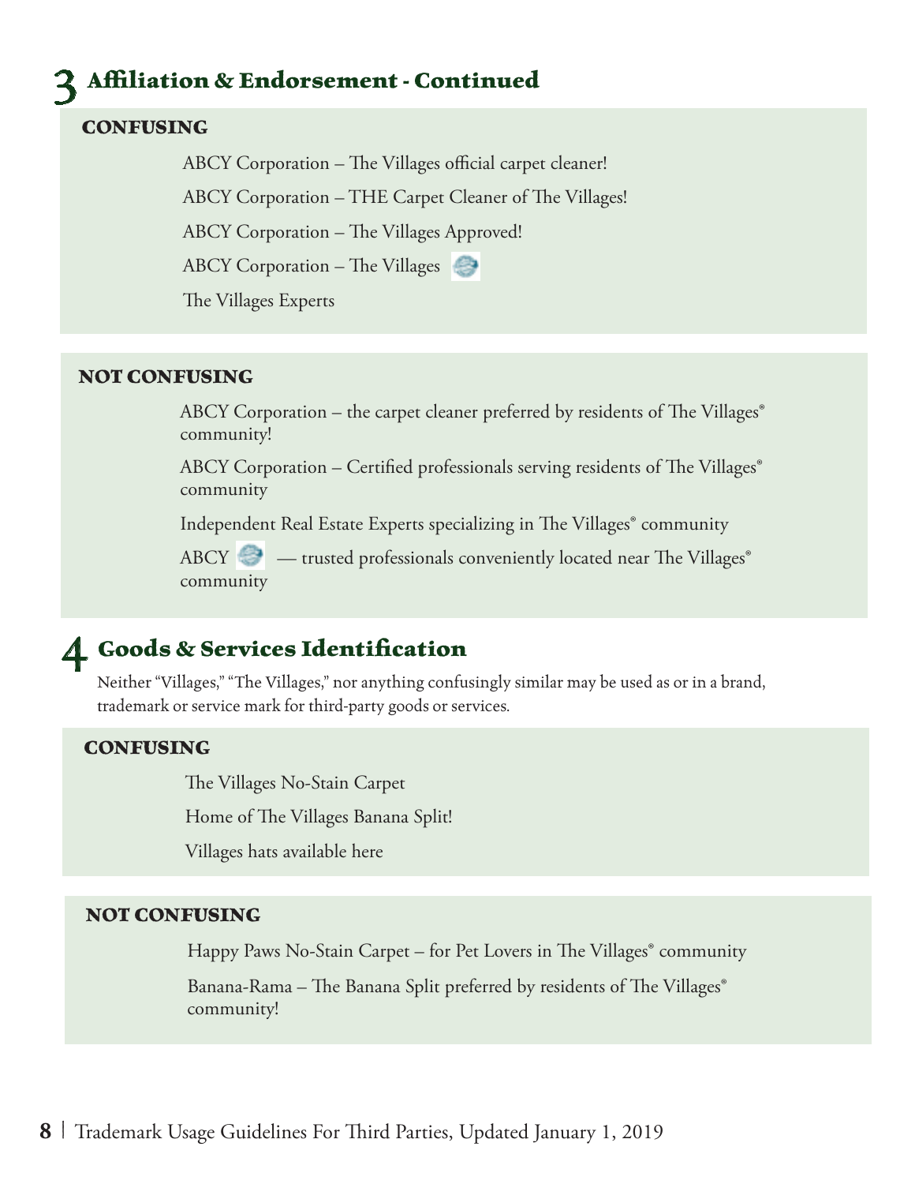## 3 Affiliation & Endorsement - Continued

### CONFUSING

ABCY Corporation – The Villages official carpet cleaner!

ABCY Corporation – THE Carpet Cleaner of The Villages!

ABCY Corporation – The Villages Approved!

ABCY Corporation – The Villages

The Villages Experts

### NOT CONFUSING

ABCY Corporation – the carpet cleaner preferred by residents of The Villages® community!

ABCY Corporation – Certified professionals serving residents of The Villages® community

Independent Real Estate Experts specializing in The Villages® community

ABCY — trusted professionals conveniently located near The Villages® community

## 4 Goods & Services Identification

Neither "Villages," "The Villages," nor anything confusingly similar may be used as or in a brand, trademark or service mark for third-party goods or services.

### CONFUSING

The Villages No-Stain Carpet

Home of The Villages Banana Split!

Villages hats available here

### NOT CONFUSING

Happy Paws No-Stain Carpet – for Pet Lovers in The Villages® community

Banana-Rama – The Banana Split preferred by residents of The Villages® community!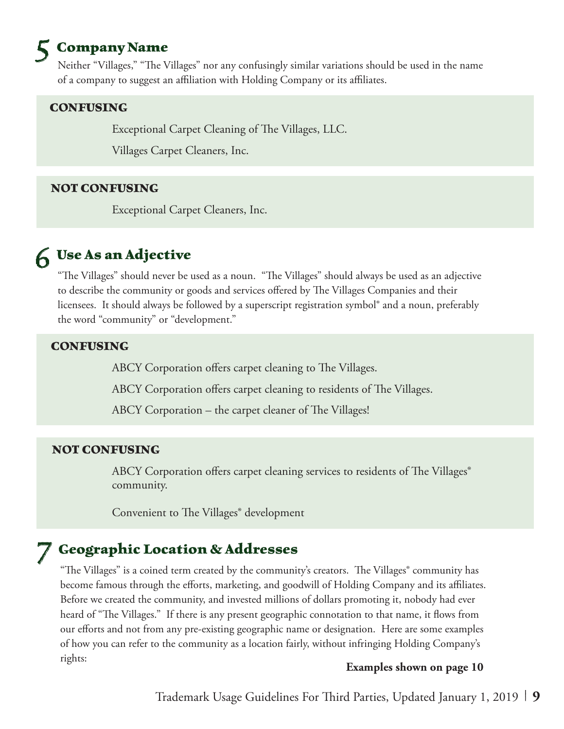## 5 Company Name

Neither "Villages," "The Villages" nor any confusingly similar variations should be used in the name of a company to suggest an affiliation with Holding Company or its affiliates.

**CONFUSING**

Exceptional Carpet Cleaning of The Villages, LLC.

Villages Carpet Cleaners, Inc.

**NOT CONFUSING**

Exceptional Carpet Cleaners, Inc.

## 6 Use As an Adjective

"The Villages" should never be used as a noun. "The Villages" should always be used as an adjective to describe the community or goods and services offered by The Villages Companies and their licensees. It should always be followed by a superscript registration symbol® and a noun, preferably the word "community" or "development."

**CONFUSING**

ABCY Corporation offers carpet cleaning to The Villages.

ABCY Corporation offers carpet cleaning to residents of The Villages.

ABCY Corporation – the carpet cleaner of The Villages!

**NOT CONFUSING**

ABCY Corporation offers carpet cleaning services to residents of The Villages® community.

Convenient to The Villages® development

## 7 Geographic Location & Addresses

"The Villages" is a coined term created by the community's creators. The Villages® community has become famous through the efforts, marketing, and goodwill of Holding Company and its affiliates. Before we created the community, and invested millions of dollars promoting it, nobody had ever heard of "The Villages." If there is any present geographic connotation to that name, it flows from our efforts and not from any pre-existing geographic name or designation. Here are some examples of how you can refer to the community as a location fairly, without infringing Holding Company's rights:

**Examples shown on page 10**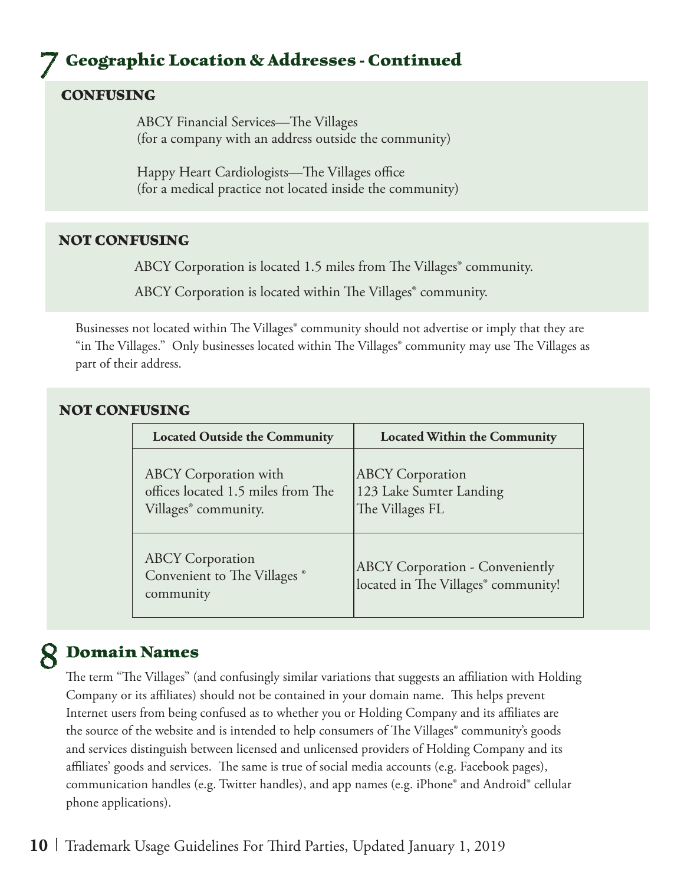## 7 Geographic Location & Addresses - Continued

### CONFUSING

ABCY Financial Services—The Villages
(for a company with an address outside the community)

Happy Heart Cardiologists—The Villages office
(for a medical practice not located inside the community)

### NOT CONFUSING

ABCY Corporation is located 1.5 miles from The Villages® community.

ABCY Corporation is located within The Villages® community.

Businesses not located within The Villages® community should not advertise or imply that they are "in The Villages." Only businesses located within The Villages® community may use The Villages as part of their address.

### NOT CONFUSING

| Located Outside the Community | Located Within the Community |
|---|---|
| ABCY Corporation with offices located 1.5 miles from The Villages® community. | ABCY Corporation<br>123 Lake Sumter Landing<br>The Villages FL |
| ABCY Corporation<br>Convenient to The Villages ® community | ABCY Corporation - Conveniently located in The Villages® community! |

## 8 Domain Names

The term "The Villages" (and confusingly similar variations that suggests an affiliation with Holding Company or its affiliates) should not be contained in your domain name. This helps prevent Internet users from being confused as to whether you or Holding Company and its affiliates are the source of the website and is intended to help consumers of The Villages® community's goods and services distinguish between licensed and unlicensed providers of Holding Company and its affiliates' goods and services. The same is true of social media accounts (e.g. Facebook pages), communication handles (e.g. Twitter handles), and app names (e.g. iPhone® and Android® cellular phone applications).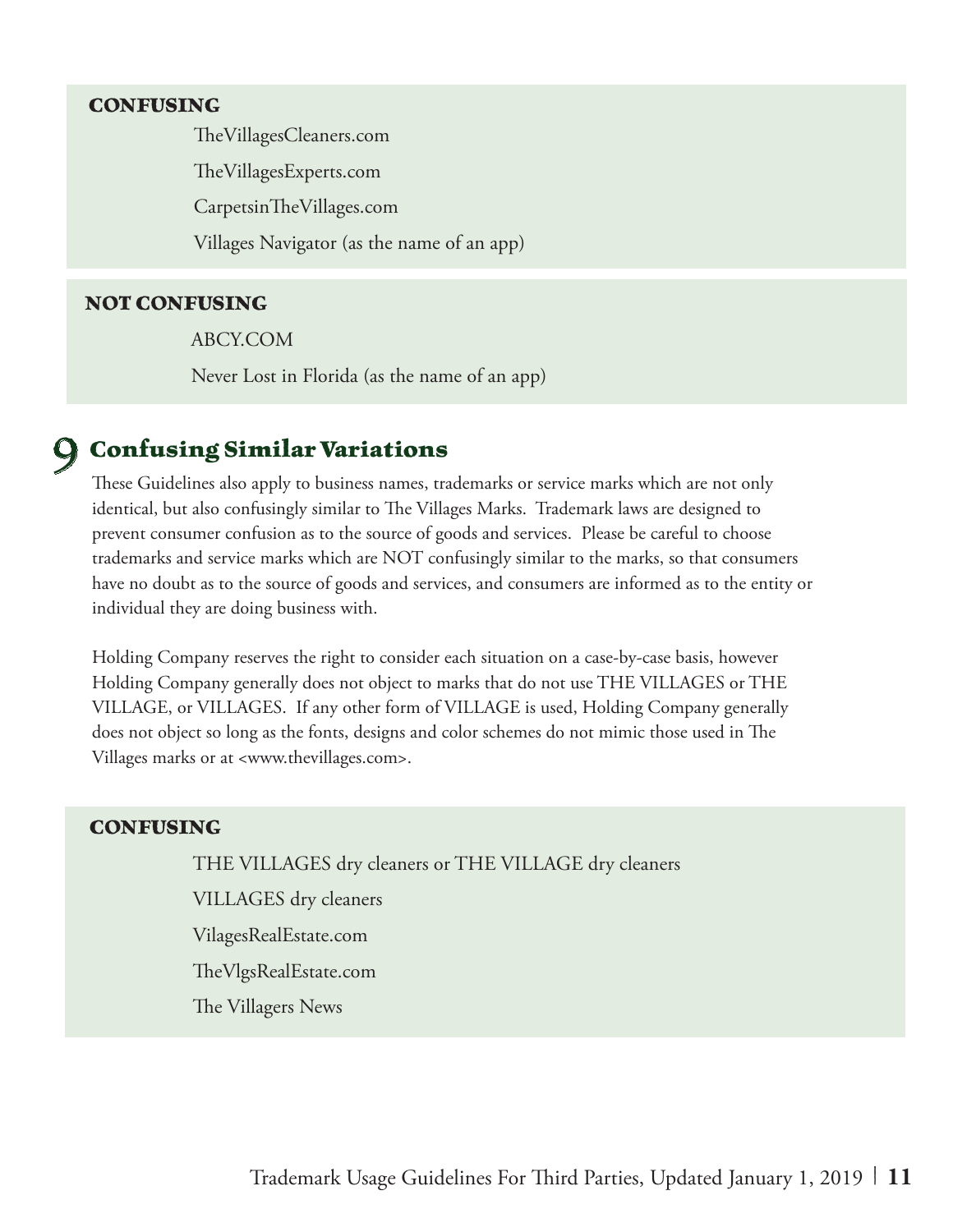**CONFUSING**

TheVillagesCleaners.com

TheVillagesExperts.com

CarpetsinTheVillages.com

Villages Navigator (as the name of an app)

**NOT CONFUSING**

ABCY.COM

Never Lost in Florida (as the name of an app)

## 9 Confusing Similar Variations

These Guidelines also apply to business names, trademarks or service marks which are not only identical, but also confusingly similar to The Villages Marks. Trademark laws are designed to prevent consumer confusion as to the source of goods and services. Please be careful to choose trademarks and service marks which are NOT confusingly similar to the marks, so that consumers have no doubt as to the source of goods and services, and consumers are informed as to the entity or individual they are doing business with.

Holding Company reserves the right to consider each situation on a case-by-case basis, however Holding Company generally does not object to marks that do not use THE VILLAGES or THE VILLAGE, or VILLAGES. If any other form of VILLAGE is used, Holding Company generally does not object so long as the fonts, designs and color schemes do not mimic those used in The Villages marks or at <www.thevillages.com>.

**CONFUSING**

THE VILLAGES dry cleaners or THE VILLAGE dry cleaners

VILLAGES dry cleaners

VilagesRealEstate.com

TheVlgsRealEstate.com

The Villagers News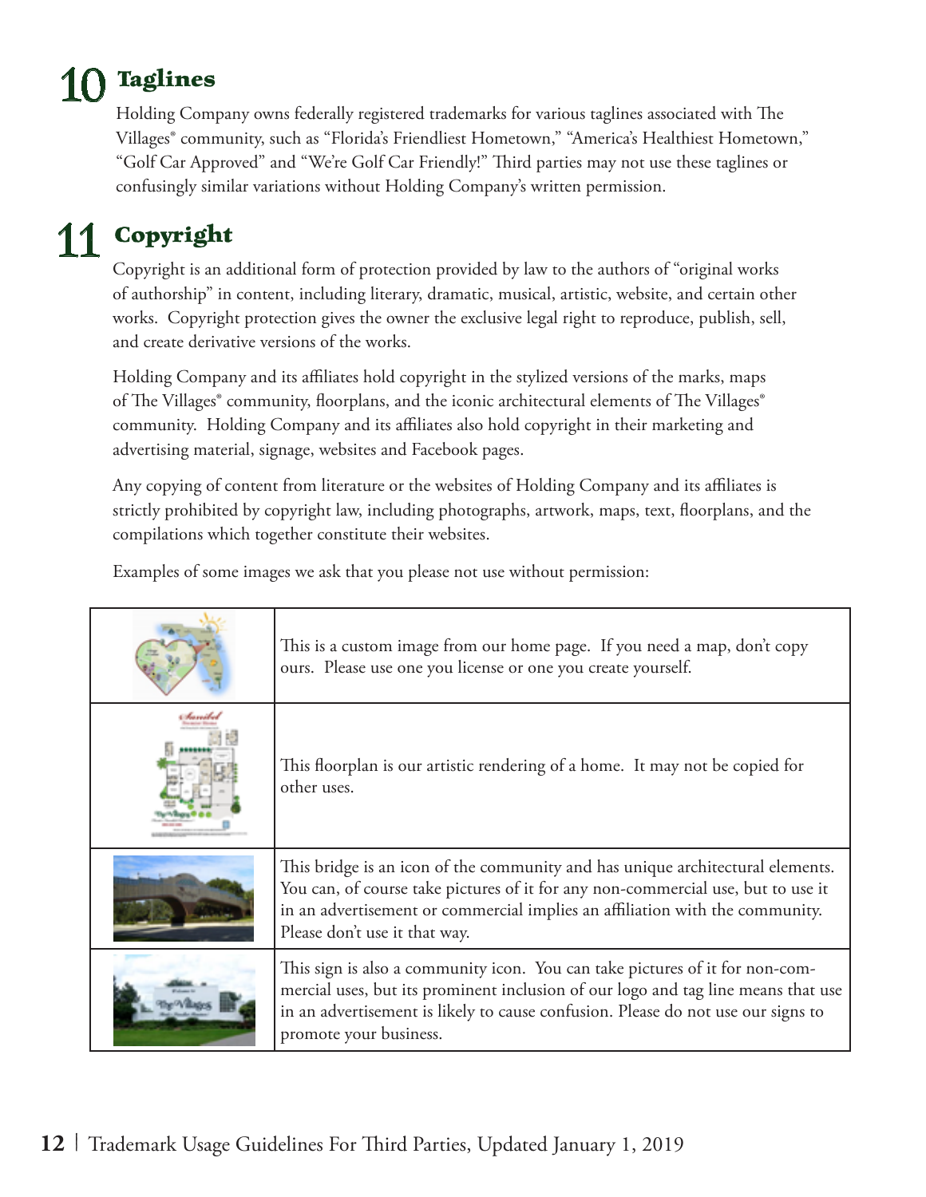## 10 Taglines

Holding Company owns federally registered trademarks for various taglines associated with The Villages® community, such as "Florida's Friendliest Hometown," "America's Healthiest Hometown," "Golf Car Approved" and "We're Golf Car Friendly!" Third parties may not use these taglines or confusingly similar variations without Holding Company's written permission.

## 11 Copyright

Copyright is an additional form of protection provided by law to the authors of "original works of authorship" in content, including literary, dramatic, musical, artistic, website, and certain other works. Copyright protection gives the owner the exclusive legal right to reproduce, publish, sell, and create derivative versions of the works.

Holding Company and its affiliates hold copyright in the stylized versions of the marks, maps of The Villages® community, floorplans, and the iconic architectural elements of The Villages® community. Holding Company and its affiliates also hold copyright in their marketing and advertising material, signage, websites and Facebook pages.

Any copying of content from literature or the websites of Holding Company and its affiliates is strictly prohibited by copyright law, including photographs, artwork, maps, text, floorplans, and the compilations which together constitute their websites.

Examples of some images we ask that you please not use without permission:

| | |
|---|---|
| | This is a custom image from our home page. If you need a map, don't copy ours. Please use one you license or one you create yourself. |
| | This floorplan is our artistic rendering of a home. It may not be copied for other uses. |
| | This bridge is an icon of the community and has unique architectural elements. You can, of course take pictures of it for any non-commercial use, but to use it in an advertisement or commercial implies an affiliation with the community. Please don't use it that way. |
| | This sign is also a community icon. You can take pictures of it for non-commercial uses, but its prominent inclusion of our logo and tag line means that use in an advertisement is likely to cause confusion. Please do not use our signs to promote your business. |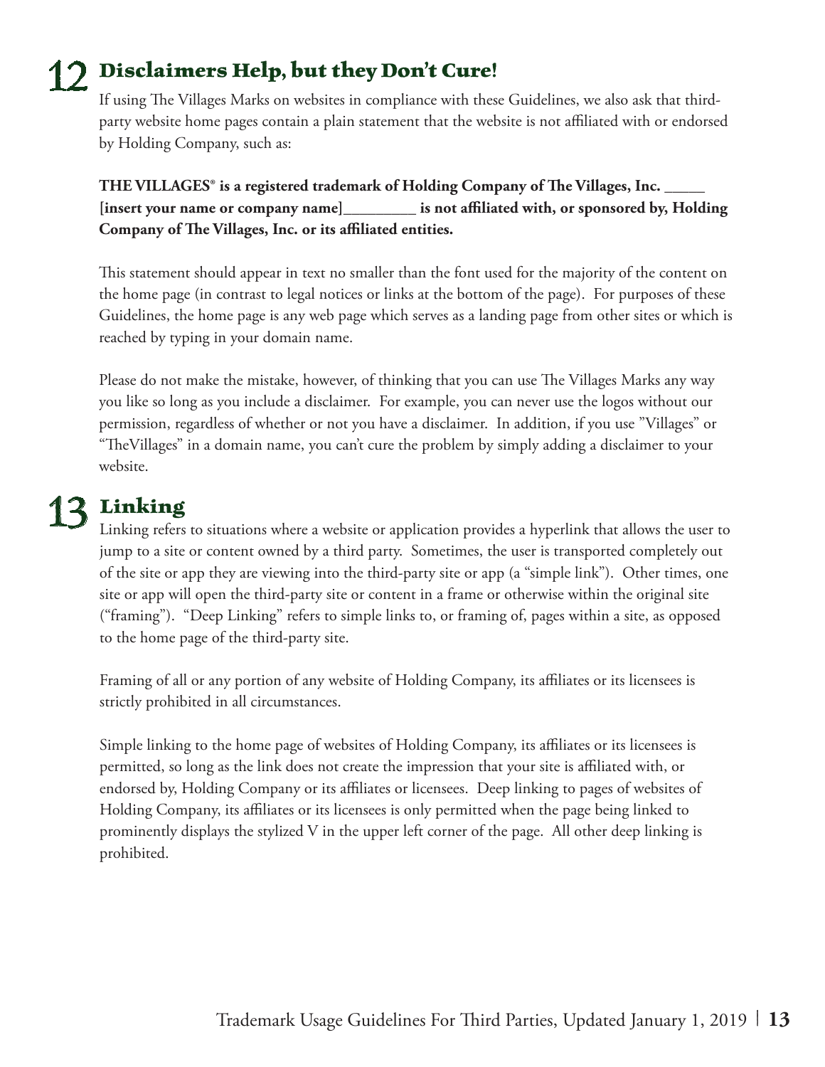## 12 Disclaimers Help, but they Don't Cure!

If using The Villages Marks on websites in compliance with these Guidelines, we also ask that third-party website home pages contain a plain statement that the website is not affiliated with or endorsed by Holding Company, such as:

**THE VILLAGES® is a registered trademark of Holding Company of The Villages, Inc. _____ [insert your name or company name]_________ is not affiliated with, or sponsored by, Holding Company of The Villages, Inc. or its affiliated entities.**

This statement should appear in text no smaller than the font used for the majority of the content on the home page (in contrast to legal notices or links at the bottom of the page). For purposes of these Guidelines, the home page is any web page which serves as a landing page from other sites or which is reached by typing in your domain name.

Please do not make the mistake, however, of thinking that you can use The Villages Marks any way you like so long as you include a disclaimer. For example, you can never use the logos without our permission, regardless of whether or not you have a disclaimer. In addition, if you use "Villages" or "TheVillages" in a domain name, you can't cure the problem by simply adding a disclaimer to your website.

## 13 Linking

Linking refers to situations where a website or application provides a hyperlink that allows the user to jump to a site or content owned by a third party. Sometimes, the user is transported completely out of the site or app they are viewing into the third-party site or app (a "simple link"). Other times, one site or app will open the third-party site or content in a frame or otherwise within the original site ("framing"). "Deep Linking" refers to simple links to, or framing of, pages within a site, as opposed to the home page of the third-party site.

Framing of all or any portion of any website of Holding Company, its affiliates or its licensees is strictly prohibited in all circumstances.

Simple linking to the home page of websites of Holding Company, its affiliates or its licensees is permitted, so long as the link does not create the impression that your site is affiliated with, or endorsed by, Holding Company or its affiliates or licensees. Deep linking to pages of websites of Holding Company, its affiliates or its licensees is only permitted when the page being linked to prominently displays the stylized V in the upper left corner of the page. All other deep linking is prohibited.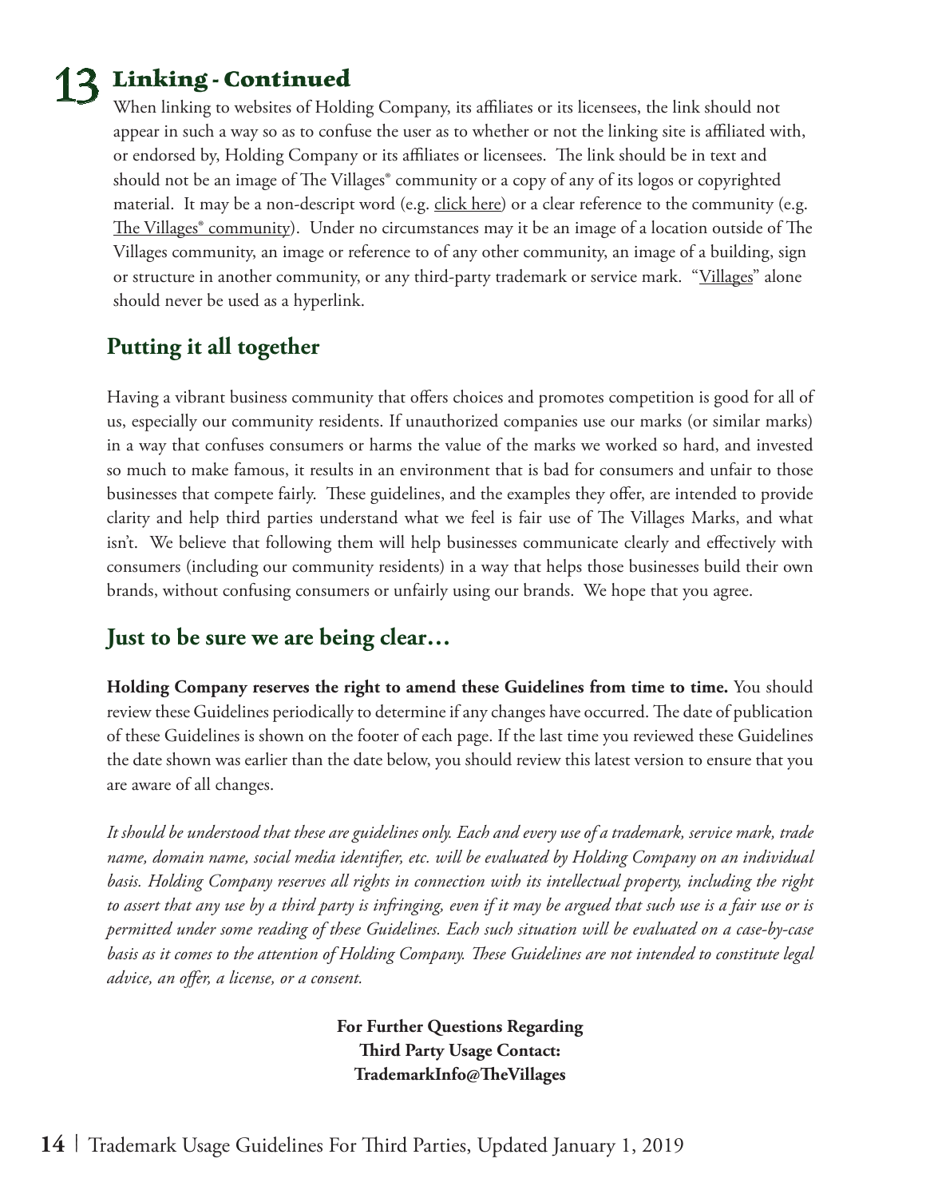## 13 Linking - Continued

When linking to websites of Holding Company, its affiliates or its licensees, the link should not appear in such a way so as to confuse the user as to whether or not the linking site is affiliated with, or endorsed by, Holding Company or its affiliates or licensees. The link should be in text and should not be an image of The Villages® community or a copy of any of its logos or copyrighted material. It may be a non-descript word (e.g. click here) or a clear reference to the community (e.g. The Villages® community). Under no circumstances may it be an image of a location outside of The Villages community, an image or reference to of any other community, an image of a building, sign or structure in another community, or any third-party trademark or service mark. "Villages" alone should never be used as a hyperlink.

## Putting it all together

Having a vibrant business community that offers choices and promotes competition is good for all of us, especially our community residents. If unauthorized companies use our marks (or similar marks) in a way that confuses consumers or harms the value of the marks we worked so hard, and invested so much to make famous, it results in an environment that is bad for consumers and unfair to those businesses that compete fairly. These guidelines, and the examples they offer, are intended to provide clarity and help third parties understand what we feel is fair use of The Villages Marks, and what isn't. We believe that following them will help businesses communicate clearly and effectively with consumers (including our community residents) in a way that helps those businesses build their own brands, without confusing consumers or unfairly using our brands. We hope that you agree.

## Just to be sure we are being clear…

**Holding Company reserves the right to amend these Guidelines from time to time.** You should review these Guidelines periodically to determine if any changes have occurred. The date of publication of these Guidelines is shown on the footer of each page. If the last time you reviewed these Guidelines the date shown was earlier than the date below, you should review this latest version to ensure that you are aware of all changes.

*It should be understood that these are guidelines only. Each and every use of a trademark, service mark, trade name, domain name, social media identifier, etc. will be evaluated by Holding Company on an individual basis. Holding Company reserves all rights in connection with its intellectual property, including the right to assert that any use by a third party is infringing, even if it may be argued that such use is a fair use or is permitted under some reading of these Guidelines. Each such situation will be evaluated on a case-by-case basis as it comes to the attention of Holding Company. These Guidelines are not intended to constitute legal advice, an offer, a license, or a consent.*

**For Further Questions Regarding**
**Third Party Usage Contact:**
**TrademarkInfo@TheVillages**